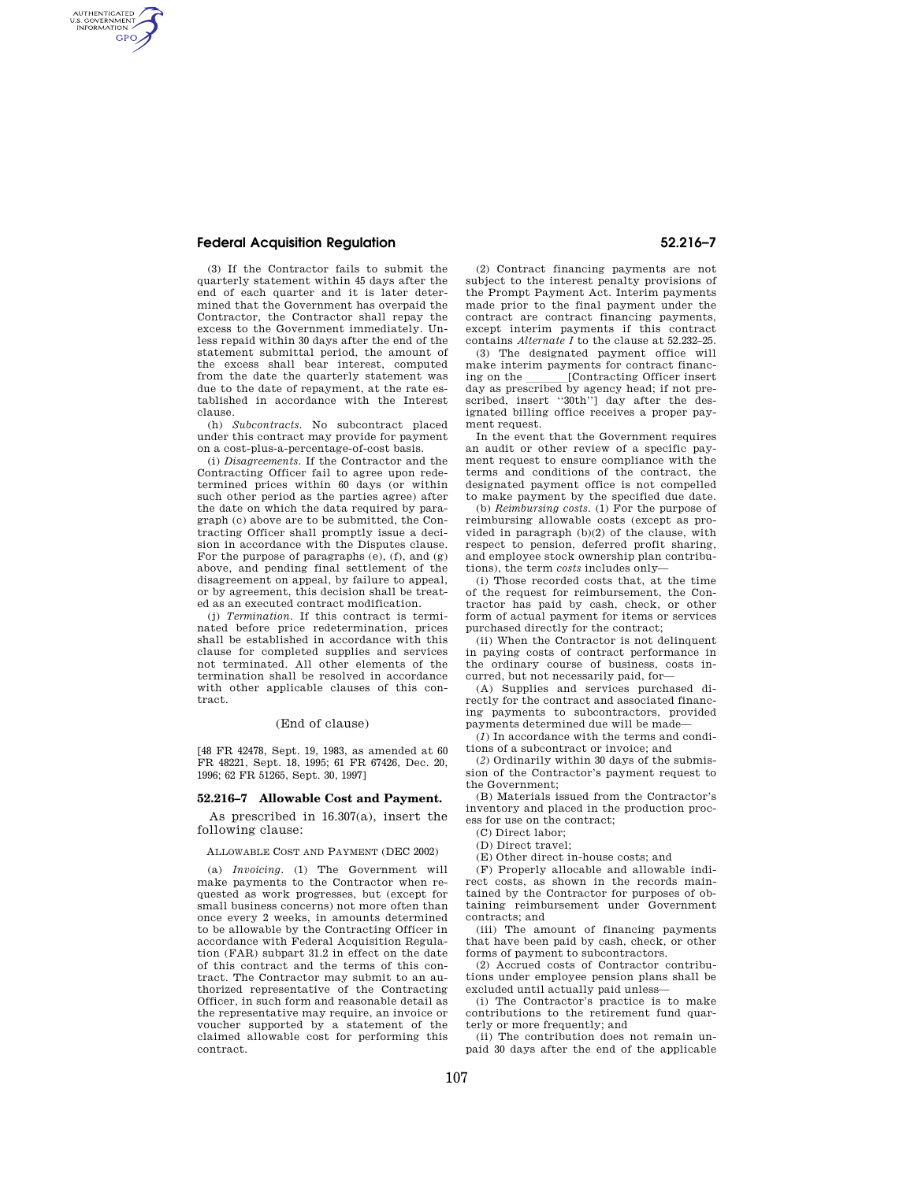(3) If the Contractor fails to submit the quarterly statement within 45 days after the end of each quarter and it is later determined that the Government has overpaid the Contractor, the Contractor shall repay the excess to the Government immediately. Unless repaid within 30 days after the end of the statement submittal period, the amount of the excess shall bear interest, computed from the date the quarterly statement was due to the date of repayment, at the rate established in accordance with the Interest clause.

(h) *Subcontracts.* No subcontract placed under this contract may provide for payment on a cost-plus-a-percentage-of-cost basis.

(i) *Disagreements.* If the Contractor and the Contracting Officer fail to agree upon redetermined prices within 60 days (or within such other period as the parties agree) after the date on which the data required by paragraph (c) above are to be submitted, the Contracting Officer shall promptly issue a decision in accordance with the Disputes clause. For the purpose of paragraphs (e), (f), and (g) above, and pending final settlement of the disagreement on appeal, by failure to appeal, or by agreement, this decision shall be treated as an executed contract modification.

(j) *Termination.* If this contract is terminated before price redetermination, prices shall be established in accordance with this clause for completed supplies and services not terminated. All other elements of the termination shall be resolved in accordance with other applicable clauses of this contract.

(End of clause)

[48 FR 42478, Sept. 19, 1983, as amended at 60 FR 48221, Sept. 18, 1995; 61 FR 67426, Dec. 20, 1996; 62 FR 51265, Sept. 30, 1997]

### 52.216–7 Allowable Cost and Payment.

As prescribed in 16.307(a), insert the following clause:

ALLOWABLE COST AND PAYMENT (DEC 2002)

(a) *Invoicing.* (1) The Government will make payments to the Contractor when requested as work progresses, but (except for small business concerns) not more often than once every 2 weeks, in amounts determined to be allowable by the Contracting Officer in accordance with Federal Acquisition Regulation (FAR) subpart 31.2 in effect on the date of this contract and the terms of this contract. The Contractor may submit to an authorized representative of the Contracting Officer, in such form and reasonable detail as the representative may require, an invoice or voucher supported by a statement of the claimed allowable cost for performing this contract.

(2) Contract financing payments are not subject to the interest penalty provisions of the Prompt Payment Act. Interim payments made prior to the final payment under the contract are contract financing payments, except interim payments if this contract contains *Alternate I* to the clause at 52.232–25.

(3) The designated payment office will make interim payments for contract financing on the \_\_\_\_\_\_\_[Contracting Officer insert day as prescribed by agency head; if not prescribed, insert ''30th''] day after the designated billing office receives a proper payment request.

In the event that the Government requires an audit or other review of a specific payment request to ensure compliance with the terms and conditions of the contract, the designated payment office is not compelled to make payment by the specified due date.

(b) *Reimbursing costs.* (1) For the purpose of reimbursing allowable costs (except as provided in paragraph (b)(2) of the clause, with respect to pension, deferred profit sharing, and employee stock ownership plan contributions), the term *costs* includes only—

(i) Those recorded costs that, at the time of the request for reimbursement, the Contractor has paid by cash, check, or other form of actual payment for items or services purchased directly for the contract;

(ii) When the Contractor is not delinquent in paying costs of contract performance in the ordinary course of business, costs incurred, but not necessarily paid, for—

(A) Supplies and services purchased directly for the contract and associated financing payments to subcontractors, provided payments determined due will be made—

(*1*) In accordance with the terms and conditions of a subcontract or invoice; and

(*2*) Ordinarily within 30 days of the submission of the Contractor's payment request to the Government;

(B) Materials issued from the Contractor's inventory and placed in the production process for use on the contract;

(C) Direct labor;

(D) Direct travel;

(E) Other direct in-house costs; and

(F) Properly allocable and allowable indirect costs, as shown in the records maintained by the Contractor for purposes of obtaining reimbursement under Government contracts; and

(iii) The amount of financing payments that have been paid by cash, check, or other forms of payment to subcontractors.

(2) Accrued costs of Contractor contributions under employee pension plans shall be excluded until actually paid unless—

(i) The Contractor's practice is to make contributions to the retirement fund quarterly or more frequently; and

(ii) The contribution does not remain unpaid 30 days after the end of the applicable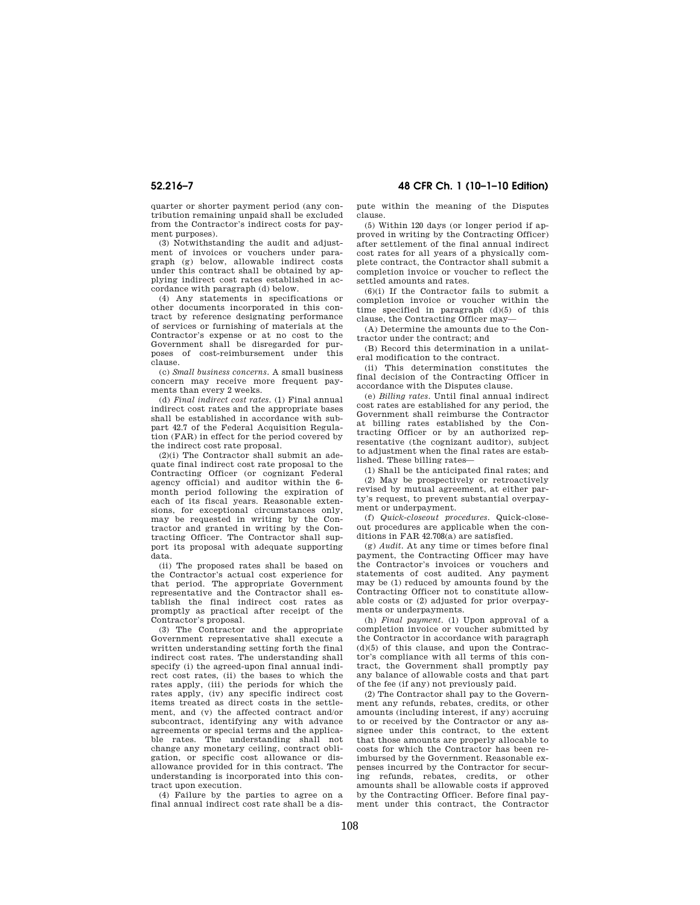quarter or shorter payment period (any contribution remaining unpaid shall be excluded from the Contractor's indirect costs for payment purposes).

(3) Notwithstanding the audit and adjustment of invoices or vouchers under paragraph (g) below, allowable indirect costs under this contract shall be obtained by applying indirect cost rates established in accordance with paragraph (d) below.

(4) Any statements in specifications or other documents incorporated in this contract by reference designating performance of services or furnishing of materials at the Contractor's expense or at no cost to the Government shall be disregarded for purposes of cost-reimbursement under this clause.

(c) *Small business concerns.* A small business concern may receive more frequent payments than every 2 weeks.

(d) *Final indirect cost rates.* (1) Final annual indirect cost rates and the appropriate bases shall be established in accordance with subpart 42.7 of the Federal Acquisition Regulation (FAR) in effect for the period covered by the indirect cost rate proposal.

(2)(i) The Contractor shall submit an adequate final indirect cost rate proposal to the Contracting Officer (or cognizant Federal agency official) and auditor within the 6-month period following the expiration of each of its fiscal years. Reasonable extensions, for exceptional circumstances only, may be requested in writing by the Contractor and granted in writing by the Contracting Officer. The Contractor shall support its proposal with adequate supporting data.

(ii) The proposed rates shall be based on the Contractor's actual cost experience for that period. The appropriate Government representative and the Contractor shall establish the final indirect cost rates as promptly as practical after receipt of the Contractor's proposal.

(3) The Contractor and the appropriate Government representative shall execute a written understanding setting forth the final indirect cost rates. The understanding shall specify (i) the agreed-upon final annual indirect cost rates, (ii) the bases to which the rates apply, (iii) the periods for which the rates apply, (iv) any specific indirect cost items treated as direct costs in the settlement, and (v) the affected contract and/or subcontract, identifying any with advance agreements or special terms and the applicable rates. The understanding shall not change any monetary ceiling, contract obligation, or specific cost allowance or disallowance provided for in this contract. The understanding is incorporated into this contract upon execution.

(4) Failure by the parties to agree on a final annual indirect cost rate shall be a dispute within the meaning of the Disputes clause.

(5) Within 120 days (or longer period if approved in writing by the Contracting Officer) after settlement of the final annual indirect cost rates for all years of a physically complete contract, the Contractor shall submit a completion invoice or voucher to reflect the settled amounts and rates.

(6)(i) If the Contractor fails to submit a completion invoice or voucher within the time specified in paragraph (d)(5) of this clause, the Contracting Officer may—

(A) Determine the amounts due to the Contractor under the contract; and

(B) Record this determination in a unilateral modification to the contract.

(ii) This determination constitutes the final decision of the Contracting Officer in accordance with the Disputes clause.

(e) *Billing rates.* Until final annual indirect cost rates are established for any period, the Government shall reimburse the Contractor at billing rates established by the Contracting Officer or by an authorized representative (the cognizant auditor), subject to adjustment when the final rates are established. These billing rates—

(1) Shall be the anticipated final rates; and

(2) May be prospectively or retroactively revised by mutual agreement, at either party's request, to prevent substantial overpayment or underpayment.

(f) *Quick-closeout procedures.* Quick-closeout procedures are applicable when the conditions in FAR 42.708(a) are satisfied.

(g) *Audit.* At any time or times before final payment, the Contracting Officer may have the Contractor's invoices or vouchers and statements of cost audited. Any payment may be (1) reduced by amounts found by the Contracting Officer not to constitute allowable costs or (2) adjusted for prior overpayments or underpayments.

(h) *Final payment.* (1) Upon approval of a completion invoice or voucher submitted by the Contractor in accordance with paragraph (d)(5) of this clause, and upon the Contractor's compliance with all terms of this contract, the Government shall promptly pay any balance of allowable costs and that part of the fee (if any) not previously paid.

(2) The Contractor shall pay to the Government any refunds, rebates, credits, or other amounts (including interest, if any) accruing to or received by the Contractor or any assignee under this contract, to the extent that those amounts are properly allocable to costs for which the Contractor has been reimbursed by the Government. Reasonable expenses incurred by the Contractor for securing refunds, rebates, credits, or other amounts shall be allowable costs if approved by the Contracting Officer. Before final payment under this contract, the Contractor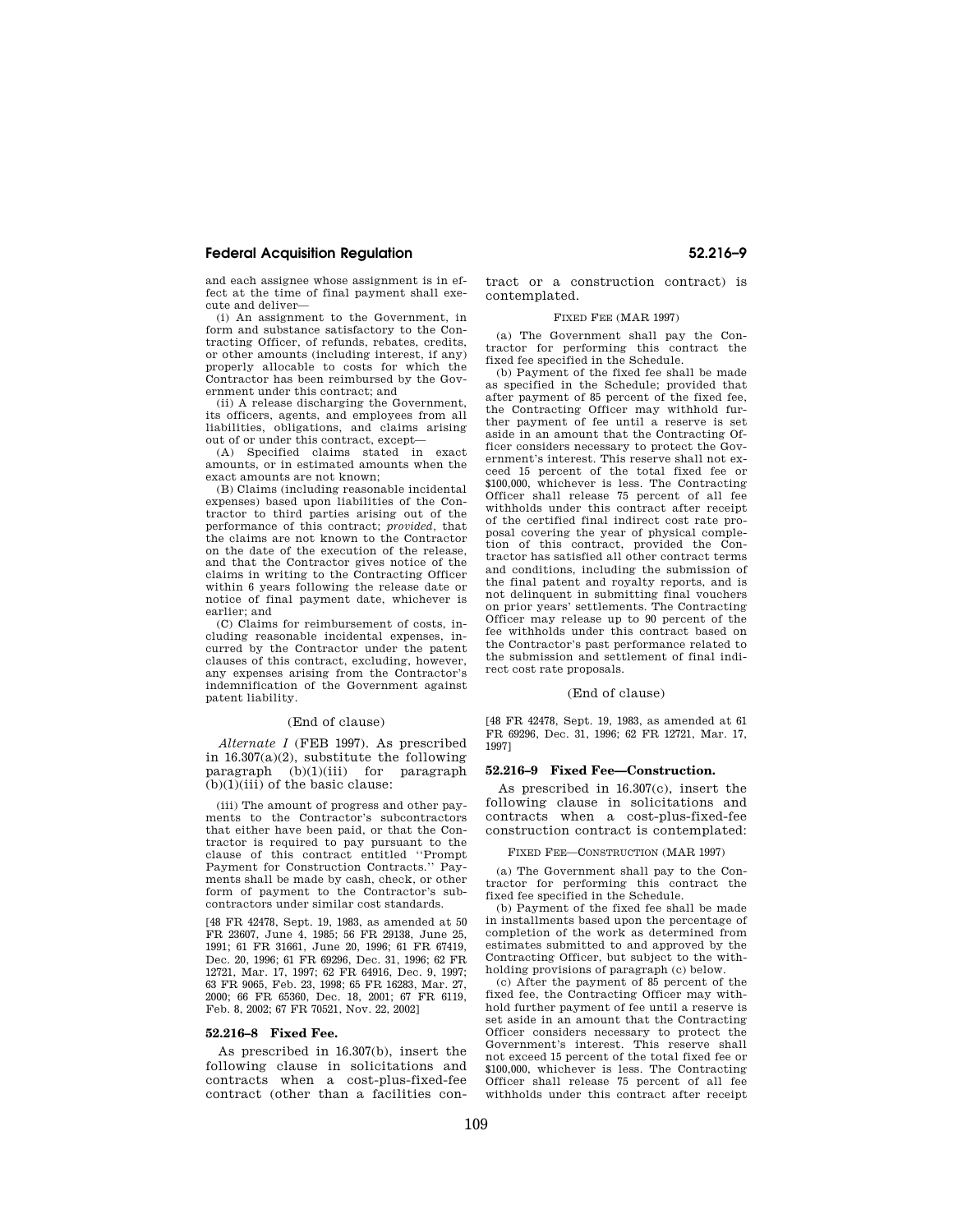and each assignee whose assignment is in effect at the time of final payment shall execute and deliver—

(i) An assignment to the Government, in form and substance satisfactory to the Contracting Officer, of refunds, rebates, credits, or other amounts (including interest, if any) properly allocable to costs for which the Contractor has been reimbursed by the Government under this contract; and

(ii) A release discharging the Government, its officers, agents, and employees from all liabilities, obligations, and claims arising out of or under this contract, except—

(A) Specified claims stated in exact amounts, or in estimated amounts when the exact amounts are not known;

(B) Claims (including reasonable incidental expenses) based upon liabilities of the Contractor to third parties arising out of the performance of this contract; *provided*, that the claims are not known to the Contractor on the date of the execution of the release, and that the Contractor gives notice of the claims in writing to the Contracting Officer within 6 years following the release date or notice of final payment date, whichever is earlier; and

(C) Claims for reimbursement of costs, including reasonable incidental expenses, incurred by the Contractor under the patent clauses of this contract, excluding, however, any expenses arising from the Contractor's indemnification of the Government against patent liability.

(End of clause)

*Alternate I* (FEB 1997). As prescribed in 16.307(a)(2), substitute the following paragraph (b)(1)(iii) for paragraph (b)(1)(iii) of the basic clause:

(iii) The amount of progress and other payments to the Contractor's subcontractors that either have been paid, or that the Contractor is required to pay pursuant to the clause of this contract entitled "Prompt Payment for Construction Contracts." Payments shall be made by cash, check, or other form of payment to the Contractor's subcontractors under similar cost standards.

[48 FR 42478, Sept. 19, 1983, as amended at 50 FR 23607, June 4, 1985; 56 FR 29138, June 25, 1991; 61 FR 31661, June 20, 1996; 61 FR 67419, Dec. 20, 1996; 61 FR 69296, Dec. 31, 1996; 62 FR 12721, Mar. 17, 1997; 62 FR 64916, Dec. 9, 1997; 63 FR 9065, Feb. 23, 1998; 65 FR 16283, Mar. 27, 2000; 66 FR 65360, Dec. 18, 2001; 67 FR 6119, Feb. 8, 2002; 67 FR 70521, Nov. 22, 2002]

### 52.216–8 Fixed Fee.

As prescribed in 16.307(b), insert the following clause in solicitations and contracts when a cost-plus-fixed-fee contract (other than a facilities contract or a construction contract) is contemplated.

FIXED FEE (MAR 1997)

(a) The Government shall pay the Contractor for performing this contract the fixed fee specified in the Schedule.

(b) Payment of the fixed fee shall be made as specified in the Schedule; provided that after payment of 85 percent of the fixed fee, the Contracting Officer may withhold further payment of fee until a reserve is set aside in an amount that the Contracting Officer considers necessary to protect the Government's interest. This reserve shall not exceed 15 percent of the total fixed fee or $100,000, whichever is less. The Contracting Officer shall release 75 percent of all fee withholds under this contract after receipt of the certified final indirect cost rate proposal covering the year of physical completion of this contract, provided the Contractor has satisfied all other contract terms and conditions, including the submission of the final patent and royalty reports, and is not delinquent in submitting final vouchers on prior years' settlements. The Contracting Officer may release up to 90 percent of the fee withholds under this contract based on the Contractor's past performance related to the submission and settlement of final indirect cost rate proposals.

(End of clause)

[48 FR 42478, Sept. 19, 1983, as amended at 61 FR 69296, Dec. 31, 1996; 62 FR 12721, Mar. 17, 1997]

### 52.216–9 Fixed Fee—Construction.

As prescribed in 16.307(c), insert the following clause in solicitations and contracts when a cost-plus-fixed-fee construction contract is contemplated:

FIXED FEE—CONSTRUCTION (MAR 1997)

(a) The Government shall pay to the Contractor for performing this contract the fixed fee specified in the Schedule.

(b) Payment of the fixed fee shall be made in installments based upon the percentage of completion of the work as determined from estimates submitted to and approved by the Contracting Officer, but subject to the withholding provisions of paragraph (c) below.

(c) After the payment of 85 percent of the fixed fee, the Contracting Officer may withhold further payment of fee until a reserve is set aside in an amount that the Contracting Officer considers necessary to protect the Government's interest. This reserve shall not exceed 15 percent of the total fixed fee or $100,000, whichever is less. The Contracting Officer shall release 75 percent of all fee withholds under this contract after receipt